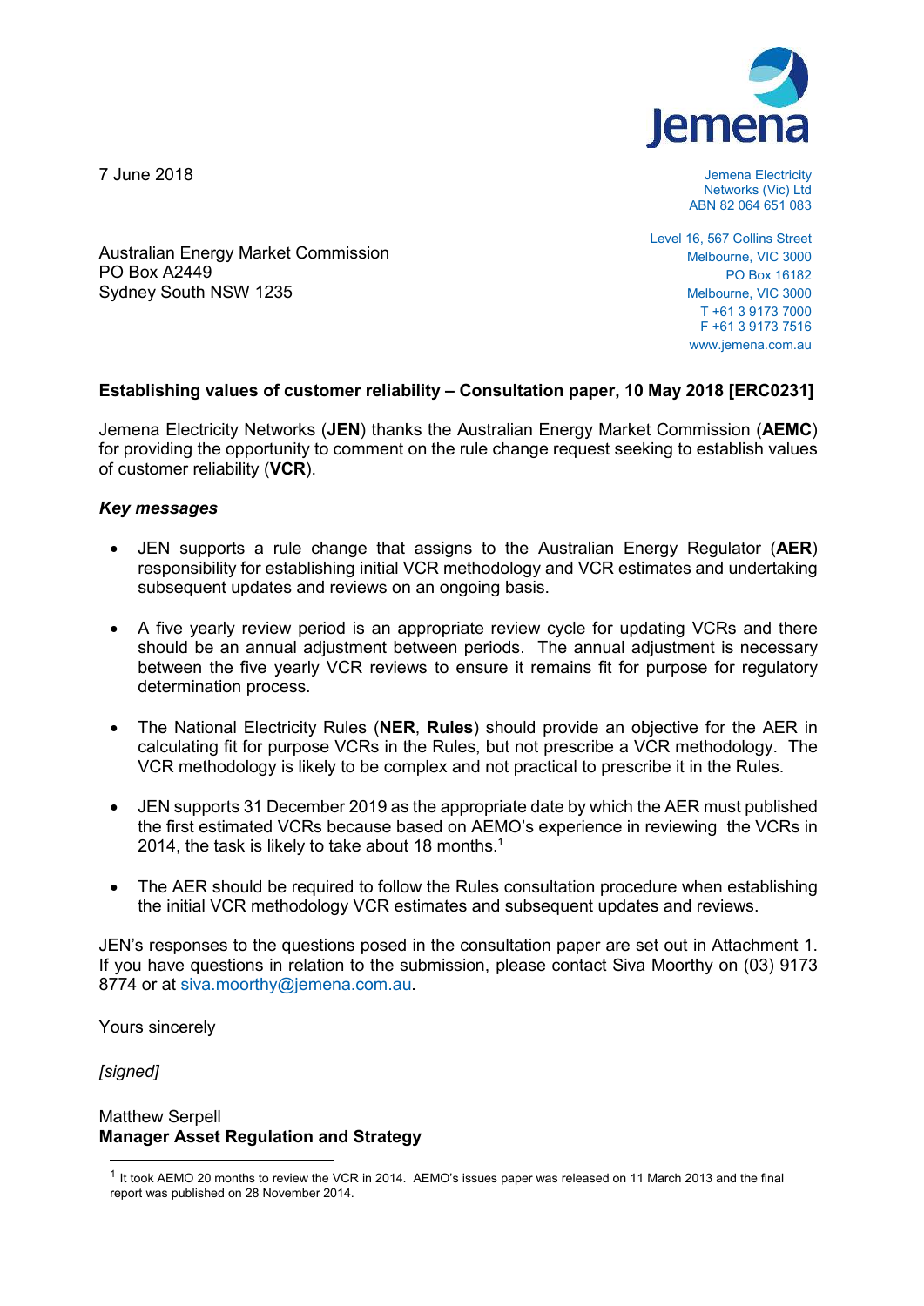Jemena

7 June 2018

Jemena Electricity Networks (Vic) Ltd
ABN 82 064 651 083

Level 16, 567 Collins Street
Melbourne, VIC 3000
PO Box 16182
Melbourne, VIC 3000
T +61 3 9173 7000
F +61 3 9173 7516
www.jemena.com.au

Australian Energy Market Commission
PO Box A2449
Sydney South NSW 1235

**Establishing values of customer reliability – Consultation paper, 10 May 2018 [ERC0231]**

Jemena Electricity Networks (**JEN**) thanks the Australian Energy Market Commission (**AEMC**) for providing the opportunity to comment on the rule change request seeking to establish values of customer reliability (**VCR**).

***Key messages***

- JEN supports a rule change that assigns to the Australian Energy Regulator (**AER**) responsibility for establishing initial VCR methodology and VCR estimates and undertaking subsequent updates and reviews on an ongoing basis.
- A five yearly review period is an appropriate review cycle for updating VCRs and there should be an annual adjustment between periods. The annual adjustment is necessary between the five yearly VCR reviews to ensure it remains fit for purpose for regulatory determination process.
- The National Electricity Rules (**NER**, **Rules**) should provide an objective for the AER in calculating fit for purpose VCRs in the Rules, but not prescribe a VCR methodology. The VCR methodology is likely to be complex and not practical to prescribe it in the Rules.
- JEN supports 31 December 2019 as the appropriate date by which the AER must published the first estimated VCRs because based on AEMO's experience in reviewing the VCRs in 2014, the task is likely to take about 18 months.[1]
- The AER should be required to follow the Rules consultation procedure when establishing the initial VCR methodology VCR estimates and subsequent updates and reviews.

JEN's responses to the questions posed in the consultation paper are set out in Attachment 1. If you have questions in relation to the submission, please contact Siva Moorthy on (03) 9173 8774 or at siva.moorthy@jemena.com.au.

Yours sincerely

*[signed]*

Matthew Serpell
**Manager Asset Regulation and Strategy**

[1] It took AEMO 20 months to review the VCR in 2014. AEMO's issues paper was released on 11 March 2013 and the final report was published on 28 November 2014.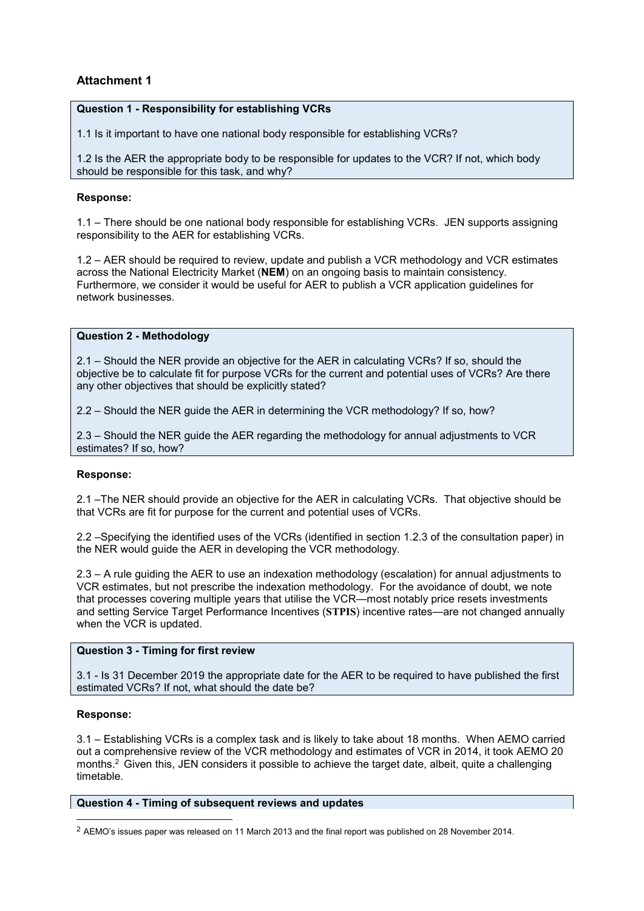## Attachment 1

**Question 1 - Responsibility for establishing VCRs**

1.1 Is it important to have one national body responsible for establishing VCRs?

1.2 Is the AER the appropriate body to be responsible for updates to the VCR? If not, which body should be responsible for this task, and why?

**Response:**

1.1 – There should be one national body responsible for establishing VCRs. JEN supports assigning responsibility to the AER for establishing VCRs.

1.2 – AER should be required to review, update and publish a VCR methodology and VCR estimates across the National Electricity Market (**NEM**) on an ongoing basis to maintain consistency. Furthermore, we consider it would be useful for AER to publish a VCR application guidelines for network businesses.

**Question 2 - Methodology**

2.1 – Should the NER provide an objective for the AER in calculating VCRs? If so, should the objective be to calculate fit for purpose VCRs for the current and potential uses of VCRs? Are there any other objectives that should be explicitly stated?

2.2 – Should the NER guide the AER in determining the VCR methodology? If so, how?

2.3 – Should the NER guide the AER regarding the methodology for annual adjustments to VCR estimates? If so, how?

**Response:**

2.1 –The NER should provide an objective for the AER in calculating VCRs. That objective should be that VCRs are fit for purpose for the current and potential uses of VCRs.

2.2 –Specifying the identified uses of the VCRs (identified in section 1.2.3 of the consultation paper) in the NER would guide the AER in developing the VCR methodology.

2.3 – A rule guiding the AER to use an indexation methodology (escalation) for annual adjustments to VCR estimates, but not prescribe the indexation methodology. For the avoidance of doubt, we note that processes covering multiple years that utilise the VCR—most notably price resets investments and setting Service Target Performance Incentives (**STPIS**) incentive rates—are not changed annually when the VCR is updated.

**Question 3 - Timing for first review**

3.1 - Is 31 December 2019 the appropriate date for the AER to be required to have published the first estimated VCRs? If not, what should the date be?

**Response:**

3.1 – Establishing VCRs is a complex task and is likely to take about 18 months. When AEMO carried out a comprehensive review of the VCR methodology and estimates of VCR in 2014, it took AEMO 20 months.[2] Given this, JEN considers it possible to achieve the target date, albeit, quite a challenging timetable.

**Question 4 - Timing of subsequent reviews and updates**

[2] AEMO's issues paper was released on 11 March 2013 and the final report was published on 28 November 2014.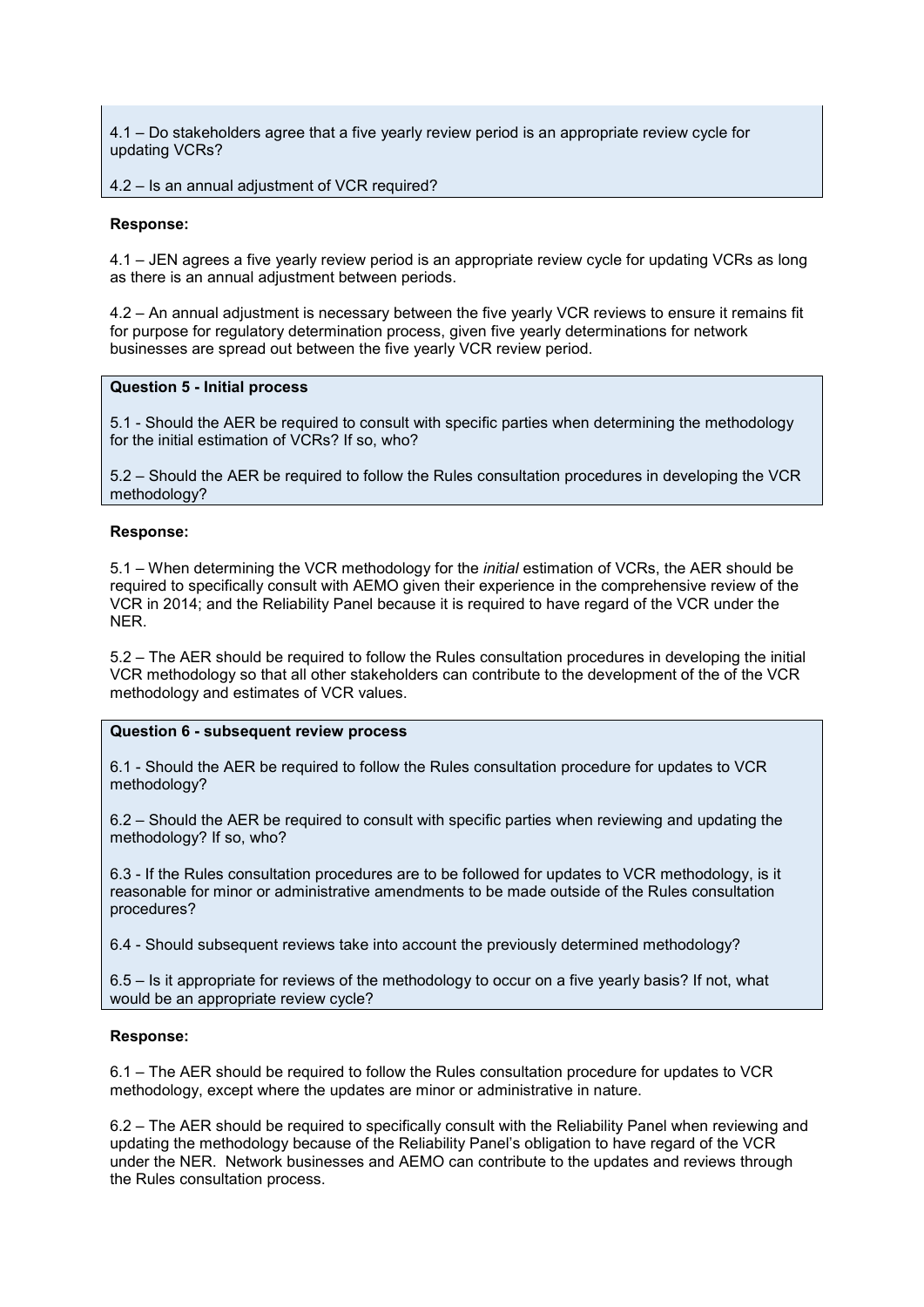4.1 – Do stakeholders agree that a five yearly review period is an appropriate review cycle for updating VCRs?

4.2 – Is an annual adjustment of VCR required?

**Response:**

4.1 – JEN agrees a five yearly review period is an appropriate review cycle for updating VCRs as long as there is an annual adjustment between periods.

4.2 – An annual adjustment is necessary between the five yearly VCR reviews to ensure it remains fit for purpose for regulatory determination process, given five yearly determinations for network businesses are spread out between the five yearly VCR review period.

**Question 5 - Initial process**

5.1 - Should the AER be required to consult with specific parties when determining the methodology for the initial estimation of VCRs? If so, who?

5.2 – Should the AER be required to follow the Rules consultation procedures in developing the VCR methodology?

**Response:**

5.1 – When determining the VCR methodology for the *initial* estimation of VCRs, the AER should be required to specifically consult with AEMO given their experience in the comprehensive review of the VCR in 2014; and the Reliability Panel because it is required to have regard of the VCR under the NER.

5.2 – The AER should be required to follow the Rules consultation procedures in developing the initial VCR methodology so that all other stakeholders can contribute to the development of the of the VCR methodology and estimates of VCR values.

**Question 6 - subsequent review process**

6.1 - Should the AER be required to follow the Rules consultation procedure for updates to VCR methodology?

6.2 – Should the AER be required to consult with specific parties when reviewing and updating the methodology? If so, who?

6.3 - If the Rules consultation procedures are to be followed for updates to VCR methodology, is it reasonable for minor or administrative amendments to be made outside of the Rules consultation procedures?

6.4 - Should subsequent reviews take into account the previously determined methodology?

6.5 – Is it appropriate for reviews of the methodology to occur on a five yearly basis? If not, what would be an appropriate review cycle?

**Response:**

6.1 – The AER should be required to follow the Rules consultation procedure for updates to VCR methodology, except where the updates are minor or administrative in nature.

6.2 – The AER should be required to specifically consult with the Reliability Panel when reviewing and updating the methodology because of the Reliability Panel's obligation to have regard of the VCR under the NER. Network businesses and AEMO can contribute to the updates and reviews through the Rules consultation process.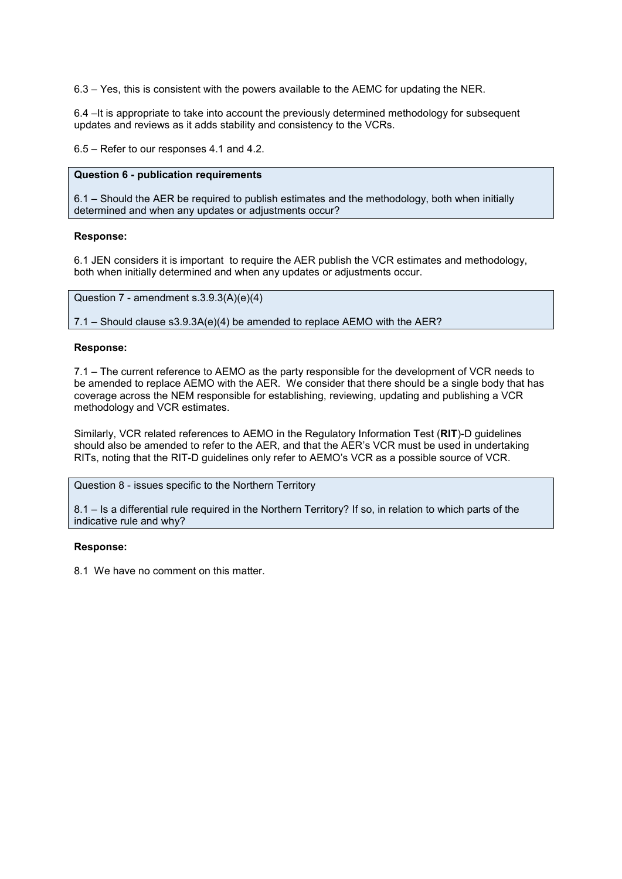6.3 – Yes, this is consistent with the powers available to the AEMC for updating the NER.

6.4 –It is appropriate to take into account the previously determined methodology for subsequent updates and reviews as it adds stability and consistency to the VCRs.

6.5 – Refer to our responses 4.1 and 4.2.

**Question 6 - publication requirements**

6.1 – Should the AER be required to publish estimates and the methodology, both when initially determined and when any updates or adjustments occur?

**Response:**

6.1 JEN considers it is important to require the AER publish the VCR estimates and methodology, both when initially determined and when any updates or adjustments occur.

Question 7 - amendment s.3.9.3(A)(e)(4)

7.1 – Should clause s3.9.3A(e)(4) be amended to replace AEMO with the AER?

**Response:**

7.1 – The current reference to AEMO as the party responsible for the development of VCR needs to be amended to replace AEMO with the AER. We consider that there should be a single body that has coverage across the NEM responsible for establishing, reviewing, updating and publishing a VCR methodology and VCR estimates.

Similarly, VCR related references to AEMO in the Regulatory Information Test (**RIT**)-D guidelines should also be amended to refer to the AER, and that the AER's VCR must be used in undertaking RITs, noting that the RIT-D guidelines only refer to AEMO's VCR as a possible source of VCR.

Question 8 - issues specific to the Northern Territory

8.1 – Is a differential rule required in the Northern Territory? If so, in relation to which parts of the indicative rule and why?

**Response:**

8.1 We have no comment on this matter.